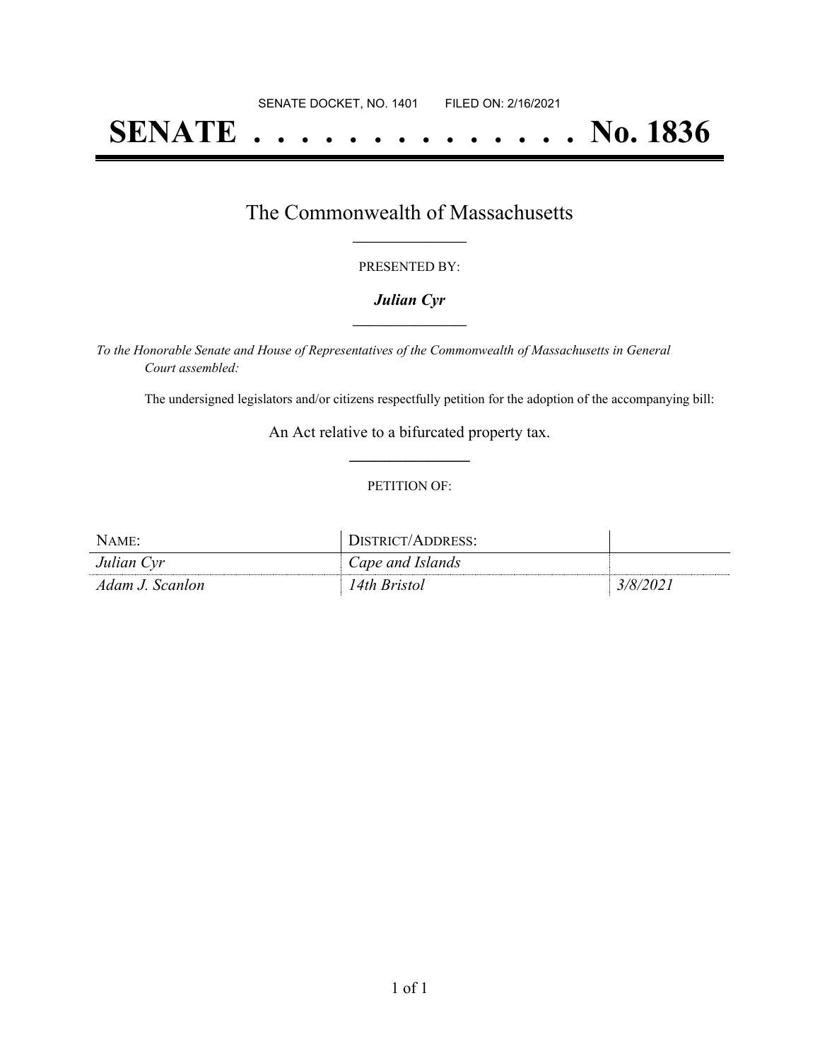SENATE DOCKET, NO. 1401        FILED ON: 2/16/2021

# SENATE . . . . . . . . . . . . . . . No. 1836

## The Commonwealth of Massachusetts

PRESENTED BY:

***Julian Cyr***

*To the Honorable Senate and House of Representatives of the Commonwealth of Massachusetts in General Court assembled:*

The undersigned legislators and/or citizens respectfully petition for the adoption of the accompanying bill:

An Act relative to a bifurcated property tax.

PETITION OF:

| NAME: | DISTRICT/ADDRESS: | |
|---|---|---|
| *Julian Cyr* | *Cape and Islands* | |
| *Adam J. Scanlon* | *14th Bristol* | *3/8/2021* |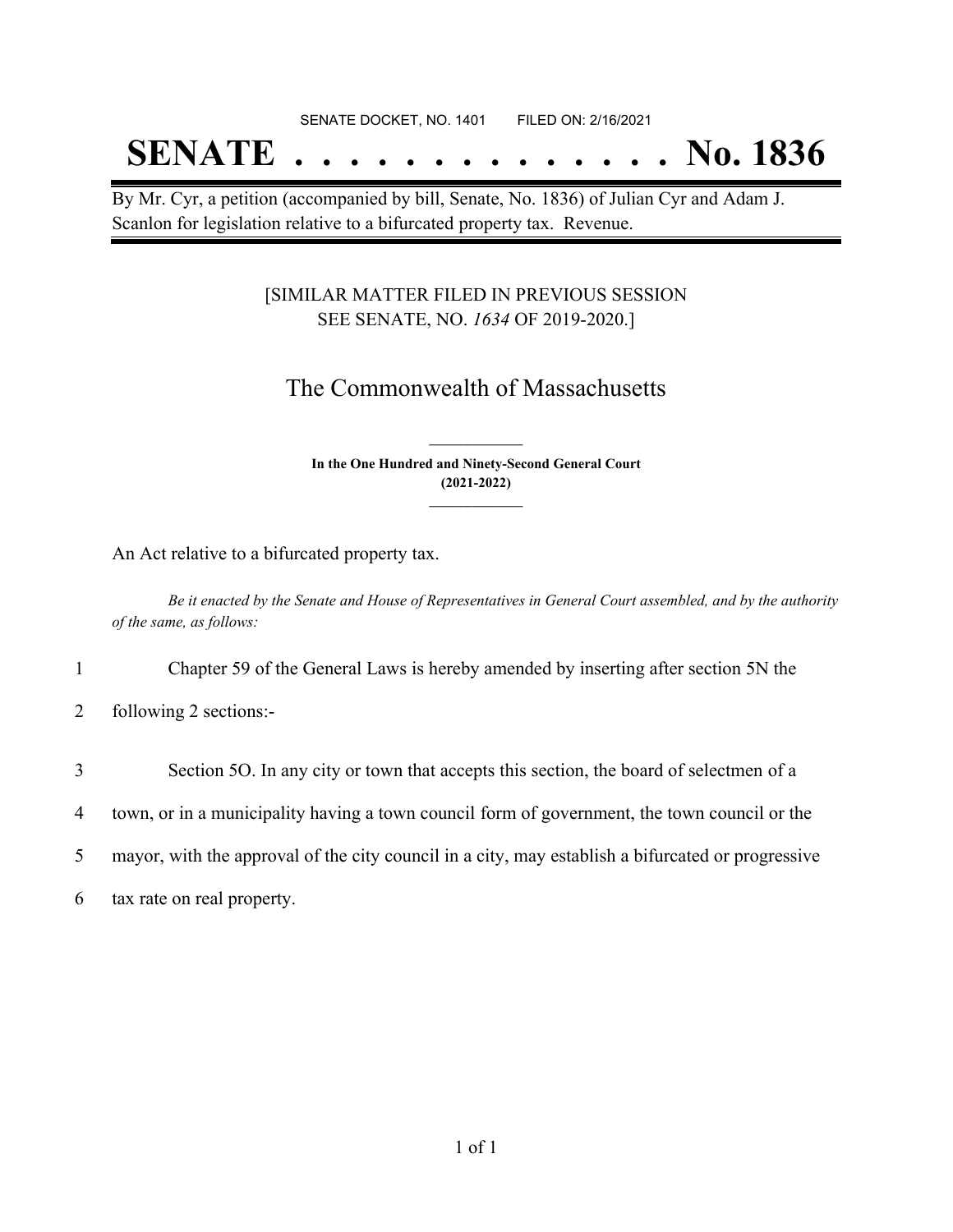SENATE DOCKET, NO. 1401 FILED ON: 2/16/2021

# SENATE . . . . . . . . . . . . . . No. 1836

By Mr. Cyr, a petition (accompanied by bill, Senate, No. 1836) of Julian Cyr and Adam J. Scanlon for legislation relative to a bifurcated property tax. Revenue.

[SIMILAR MATTER FILED IN PREVIOUS SESSION SEE SENATE, NO. *1634* OF 2019-2020.]

## The Commonwealth of Massachusetts

**In the One Hundred and Ninety-Second General Court (2021-2022)**

An Act relative to a bifurcated property tax.

*Be it enacted by the Senate and House of Representatives in General Court assembled, and by the authority of the same, as follows:*

1 Chapter 59 of the General Laws is hereby amended by inserting after section 5N the
2 following 2 sections:-

3 Section 5O. In any city or town that accepts this section, the board of selectmen of a
4 town, or in a municipality having a town council form of government, the town council or the
5 mayor, with the approval of the city council in a city, may establish a bifurcated or progressive
6 tax rate on real property.